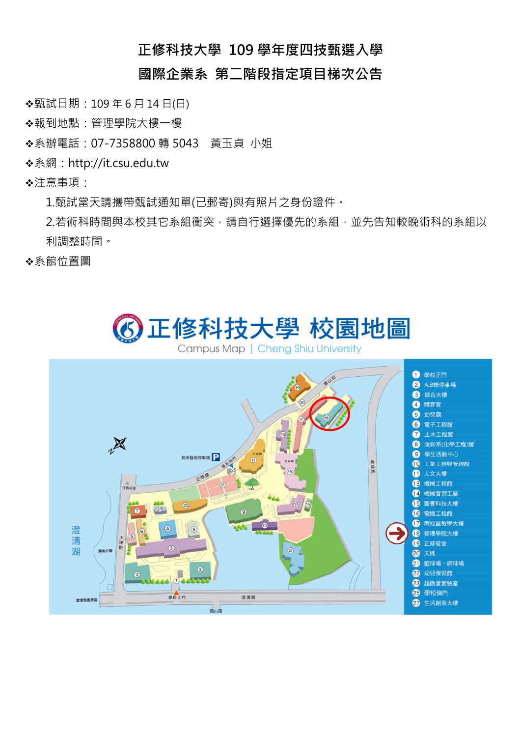# 正修科技大學 109 學年度四技甄選入學
# 國際企業系 第二階段指定項目梯次公告

❖甄試日期：109 年 6 月 14 日(日)

❖報到地點：管理學院大樓一樓

❖系辦電話：07-7358800 轉 5043　黃玉貞 小姐

❖系網：http://it.csu.edu.tw

❖注意事項：

1.甄試當天請攜帶甄試通知單(已郵寄)與有照片之身份證件。

2.若術科時間與本校其它系組衝突，請自行選擇優先的系組，並先告知較晚術科的系組以利調整時間。

❖系館位置圖

正修科技大學 校園地圖

Campus Map | Cheng Shiu University

1 學校正門
2 A.B棟停車場
3 綜合大樓
4 體育室
5 幼兒園
6 電子工程館
7 土木工程館
8 妝彩系(化學工程)館
9 學生活動中心
10 工業工程與管理館
11 人文大樓
13 機械工程館
14 機械實習工廠
15 圖書科技大樓
16 電機工程館
17 南校區教學大樓
18 管理學院大樓
19 正修宿舍
20 天橋
21 籃球場、網球場
22 幼兒保育館
23 超微量實驗室
25 學校側門
27 生活創意大樓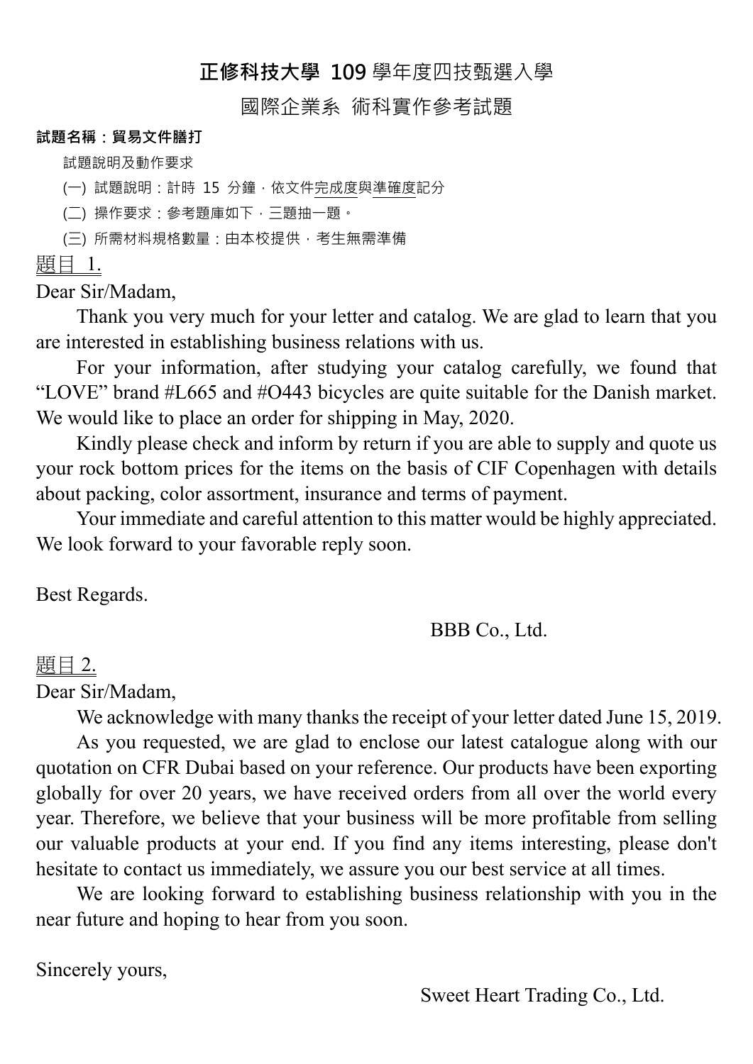# 正修科技大學 109 學年度四技甄選入學

## 國際企業系 術科實作參考試題

**試題名稱：貿易文件膳打**

試題說明及動作要求

(一) 試題說明：計時 15 分鐘，依文件完成度與準確度記分

(二) 操作要求：參考題庫如下，三題抽一題。

(三) 所需材料規格數量：由本校提供，考生無需準備

題目 1.

Dear Sir/Madam,

Thank you very much for your letter and catalog. We are glad to learn that you are interested in establishing business relations with us.

For your information, after studying your catalog carefully, we found that "LOVE" brand #L665 and #O443 bicycles are quite suitable for the Danish market. We would like to place an order for shipping in May, 2020.

Kindly please check and inform by return if you are able to supply and quote us your rock bottom prices for the items on the basis of CIF Copenhagen with details about packing, color assortment, insurance and terms of payment.

Your immediate and careful attention to this matter would be highly appreciated. We look forward to your favorable reply soon.

Best Regards.

BBB Co., Ltd.

題目 2.

Dear Sir/Madam,

We acknowledge with many thanks the receipt of your letter dated June 15, 2019.

As you requested, we are glad to enclose our latest catalogue along with our quotation on CFR Dubai based on your reference. Our products have been exporting globally for over 20 years, we have received orders from all over the world every year. Therefore, we believe that your business will be more profitable from selling our valuable products at your end. If you find any items interesting, please don't hesitate to contact us immediately, we assure you our best service at all times.

We are looking forward to establishing business relationship with you in the near future and hoping to hear from you soon.

Sincerely yours,

Sweet Heart Trading Co., Ltd.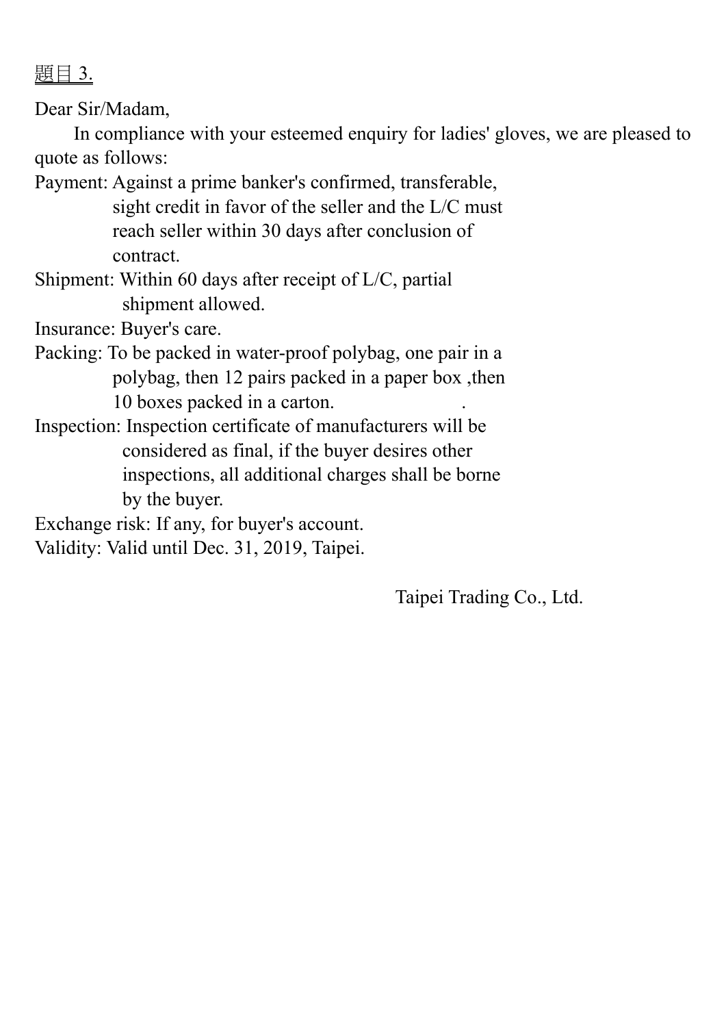<u>題目 3.</u>

Dear Sir/Madam,

In compliance with your esteemed enquiry for ladies' gloves, we are pleased to quote as follows:

Payment: Against a prime banker's confirmed, transferable, sight credit in favor of the seller and the L/C must reach seller within 30 days after conclusion of contract.

Shipment: Within 60 days after receipt of L/C, partial shipment allowed.

Insurance: Buyer's care.

Packing: To be packed in water-proof polybag, one pair in a polybag, then 12 pairs packed in a paper box ,then 10 boxes packed in a carton.

Inspection: Inspection certificate of manufacturers will be considered as final, if the buyer desires other inspections, all additional charges shall be borne by the buyer.

Exchange risk: If any, for buyer's account.

Validity: Valid until Dec. 31, 2019, Taipei.

Taipei Trading Co., Ltd.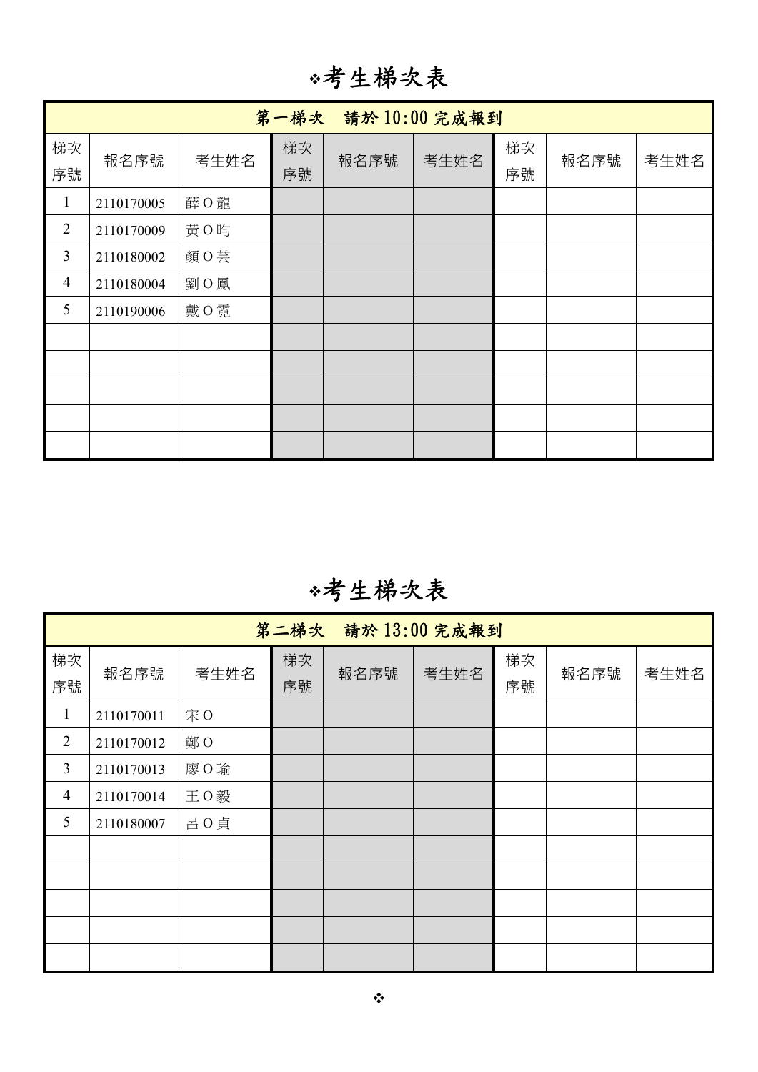## ❖考生梯次表

| 第一梯次　請於 10:00 完成報到 | | | | | | | | |
|---|---|---|---|---|---|---|---|---|
| 梯次序號 | 報名序號 | 考生姓名 | 梯次序號 | 報名序號 | 考生姓名 | 梯次序號 | 報名序號 | 考生姓名 |
| 1 | 2110170005 | 薛 O 龍 | | | | | | |
| 2 | 2110170009 | 黃 O 昀 | | | | | | |
| 3 | 2110180002 | 顏 O 芸 | | | | | | |
| 4 | 2110180004 | 劉 O 鳳 | | | | | | |
| 5 | 2110190006 | 戴 O 霓 | | | | | | |
| | | | | | | | | |
| | | | | | | | | |
| | | | | | | | | |
| | | | | | | | | |
| | | | | | | | | |

## ❖考生梯次表

| 第二梯次　請於 13:00 完成報到 | | | | | | | | |
|---|---|---|---|---|---|---|---|---|
| 梯次序號 | 報名序號 | 考生姓名 | 梯次序號 | 報名序號 | 考生姓名 | 梯次序號 | 報名序號 | 考生姓名 |
| 1 | 2110170011 | 宋 O | | | | | | |
| 2 | 2110170012 | 鄭 O | | | | | | |
| 3 | 2110170013 | 廖 O 瑜 | | | | | | |
| 4 | 2110170014 | 王 O 毅 | | | | | | |
| 5 | 2110180007 | 呂 O 貞 | | | | | | |
| | | | | | | | | |
| | | | | | | | | |
| | | | | | | | | |
| | | | | | | | | |
| | | | | | | | | |

❖